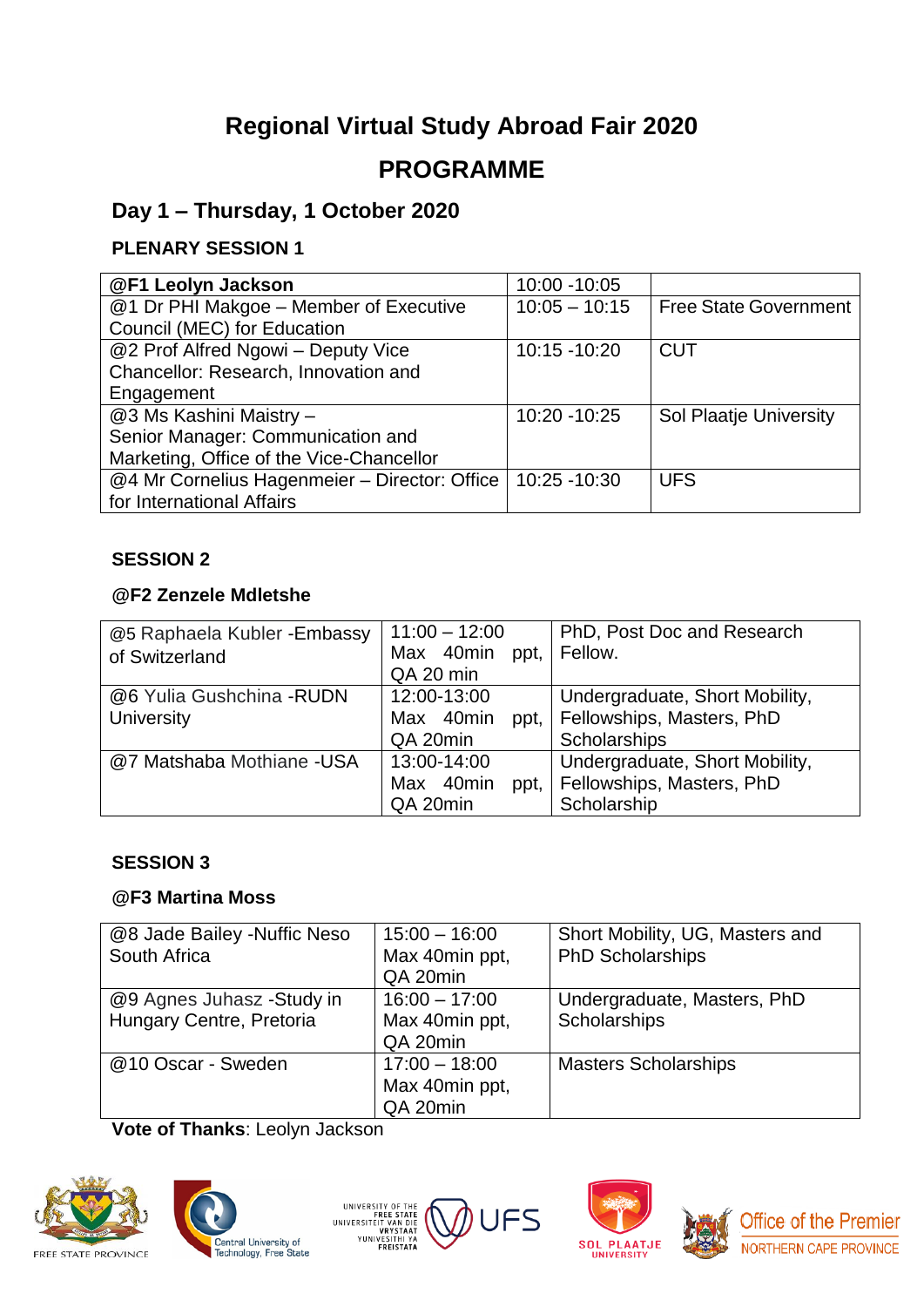# Regional Virtual Study Abroad Fair 2020

# PROGRAMME

## Day 1 – Thursday, 1 October 2020

### PLENARY SESSION 1

| @F1 Leolyn Jackson | 10:00 -10:05 | |
|---|---|---|
| @1 Dr PHI Makgoe – Member of Executive Council (MEC) for Education | 10:05 – 10:15 | Free State Government |
| @2 Prof Alfred Ngowi – Deputy Vice Chancellor: Research, Innovation and Engagement | 10:15 -10:20 | CUT |
| @3 Ms Kashini Maistry – Senior Manager: Communication and Marketing, Office of the Vice-Chancellor | 10:20 -10:25 | Sol Plaatje University |
| @4 Mr Cornelius Hagenmeier – Director: Office for International Affairs | 10:25 -10:30 | UFS |

### SESSION 2

**@F2 Zenzele Mdletshe**

| @5 Raphaela Kubler -Embassy of Switzerland | 11:00 – 12:00 Max 40min ppt, QA 20 min | PhD, Post Doc and Research Fellow. |
|---|---|---|
| @6 Yulia Gushchina -RUDN University | 12:00-13:00 Max 40min ppt, QA 20min | Undergraduate, Short Mobility, Fellowships, Masters, PhD Scholarships |
| @7 Matshaba Mothiane -USA | 13:00-14:00 Max 40min ppt, QA 20min | Undergraduate, Short Mobility, Fellowships, Masters, PhD Scholarship |

### SESSION 3

**@F3 Martina Moss**

| @8 Jade Bailey -Nuffic Neso South Africa | 15:00 – 16:00 Max 40min ppt, QA 20min | Short Mobility, UG, Masters and PhD Scholarships |
|---|---|---|
| @9 Agnes Juhasz -Study in Hungary Centre, Pretoria | 16:00 – 17:00 Max 40min ppt, QA 20min | Undergraduate, Masters, PhD Scholarships |
| @10 Oscar - Sweden | 17:00 – 18:00 Max 40min ppt, QA 20min | Masters Scholarships |

**Vote of Thanks**: Leolyn Jackson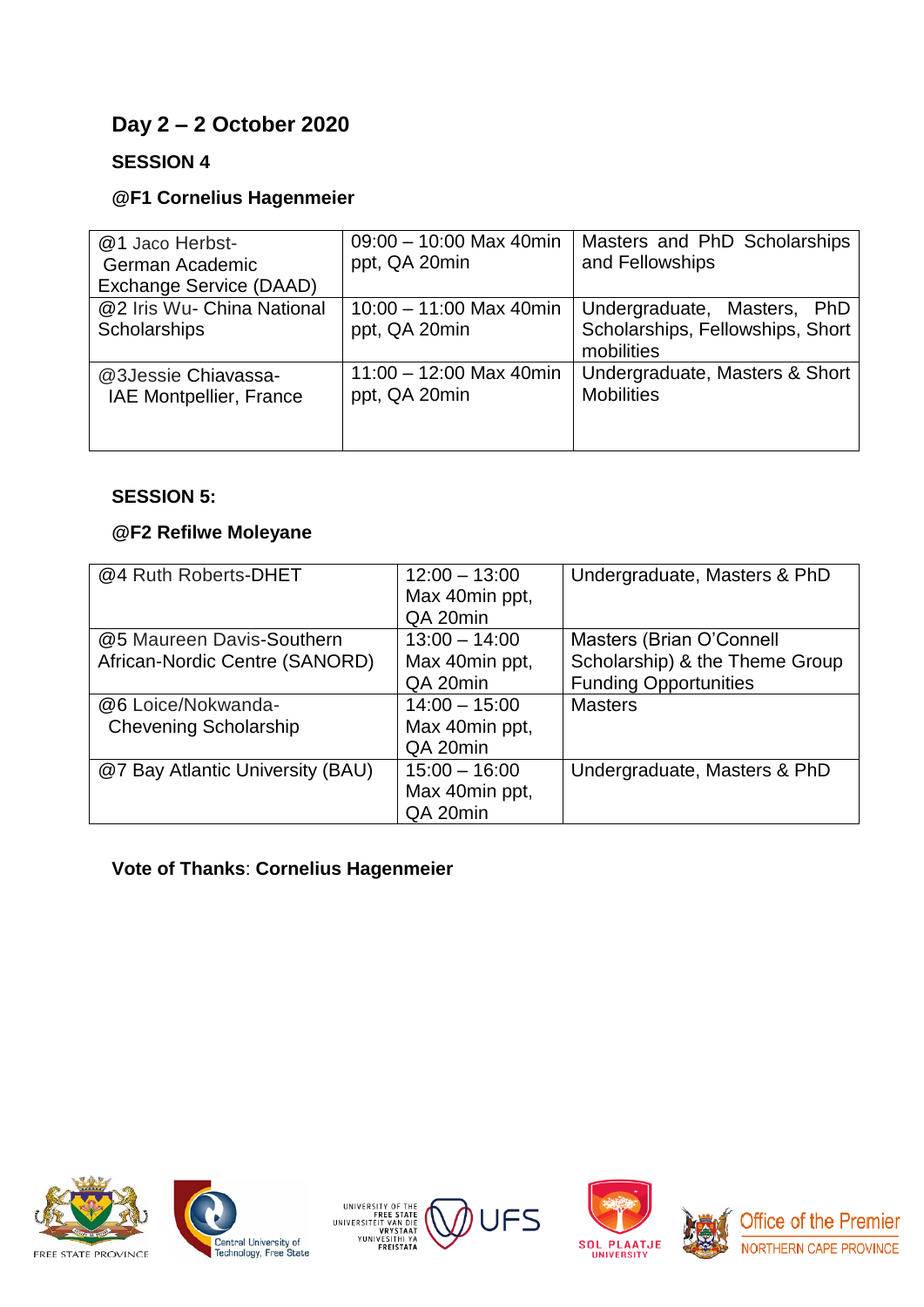## Day 2 – 2 October 2020

### SESSION 4

**@F1 Cornelius Hagenmeier**

| | | |
|---|---|---|
| @1 Jaco Herbst- German Academic Exchange Service (DAAD) | 09:00 – 10:00 Max 40min ppt, QA 20min | Masters and PhD Scholarships and Fellowships |
| @2 Iris Wu- China National Scholarships | 10:00 – 11:00 Max 40min ppt, QA 20min | Undergraduate, Masters, PhD Scholarships, Fellowships, Short mobilities |
| @3Jessie Chiavassa- IAE Montpellier, France | 11:00 – 12:00 Max 40min ppt, QA 20min | Undergraduate, Masters & Short Mobilities |

### SESSION 5:

**@F2 Refilwe Moleyane**

| | | |
|---|---|---|
| @4 Ruth Roberts-DHET | 12:00 – 13:00 Max 40min ppt, QA 20min | Undergraduate, Masters & PhD |
| @5 Maureen Davis-Southern African-Nordic Centre (SANORD) | 13:00 – 14:00 Max 40min ppt, QA 20min | Masters (Brian O'Connell Scholarship) & the Theme Group Funding Opportunities |
| @6 Loice/Nokwanda- Chevening Scholarship | 14:00 – 15:00 Max 40min ppt, QA 20min | Masters |
| @7 Bay Atlantic University (BAU) | 15:00 – 16:00 Max 40min ppt, QA 20min | Undergraduate, Masters & PhD |

**Vote of Thanks**: **Cornelius Hagenmeier**

FREE STATE PROVINCE

Central University of Technology, Free State

UNIVERSITY OF THE FREE STATE UNIVERSITEIT VAN DIE VRYSTAAT YUNIVESITHI YA FREISTATA UFS

SOL PLAATJE UNIVERSITY

Office of the Premier NORTHERN CAPE PROVINCE